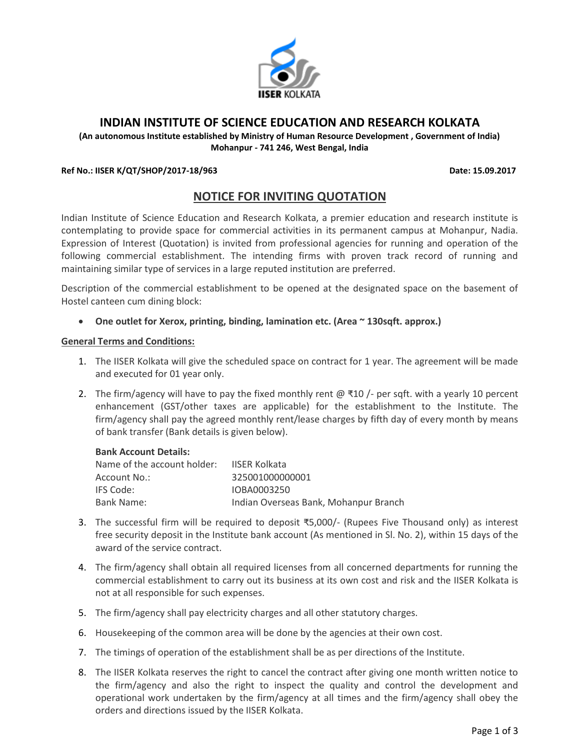# INDIAN INSTITUTE OF SCIENCE EDUCATION AND RESEARCH KOLKATA

**(An autonomous Institute established by Ministry of Human Resource Development , Government of India)**
**Mohanpur - 741 246, West Bengal, India**

**Ref No.: IISER K/QT/SHOP/2017-18/963** **Date: 15.09.2017**

## NOTICE FOR INVITING QUOTATION

Indian Institute of Science Education and Research Kolkata, a premier education and research institute is contemplating to provide space for commercial activities in its permanent campus at Mohanpur, Nadia. Expression of Interest (Quotation) is invited from professional agencies for running and operation of the following commercial establishment. The intending firms with proven track record of running and maintaining similar type of services in a large reputed institution are preferred.

Description of the commercial establishment to be opened at the designated space on the basement of Hostel canteen cum dining block:

- **One outlet for Xerox, printing, binding, lamination etc. (Area ~ 130sqft. approx.)**

**General Terms and Conditions:**

1. The IISER Kolkata will give the scheduled space on contract for 1 year. The agreement will be made and executed for 01 year only.
2. The firm/agency will have to pay the fixed monthly rent @ ₹10 /- per sqft. with a yearly 10 percent enhancement (GST/other taxes are applicable) for the establishment to the Institute. The firm/agency shall pay the agreed monthly rent/lease charges by fifth day of every month by means of bank transfer (Bank details is given below).

   **Bank Account Details:**

   Name of the account holder: IISER Kolkata
   Account No.: 325001000000001
   IFS Code: IOBA0003250
   Bank Name: Indian Overseas Bank, Mohanpur Branch

3. The successful firm will be required to deposit ₹5,000/- (Rupees Five Thousand only) as interest free security deposit in the Institute bank account (As mentioned in Sl. No. 2), within 15 days of the award of the service contract.
4. The firm/agency shall obtain all required licenses from all concerned departments for running the commercial establishment to carry out its business at its own cost and risk and the IISER Kolkata is not at all responsible for such expenses.
5. The firm/agency shall pay electricity charges and all other statutory charges.
6. Housekeeping of the common area will be done by the agencies at their own cost.
7. The timings of operation of the establishment shall be as per directions of the Institute.
8. The IISER Kolkata reserves the right to cancel the contract after giving one month written notice to the firm/agency and also the right to inspect the quality and control the development and operational work undertaken by the firm/agency at all times and the firm/agency shall obey the orders and directions issued by the IISER Kolkata.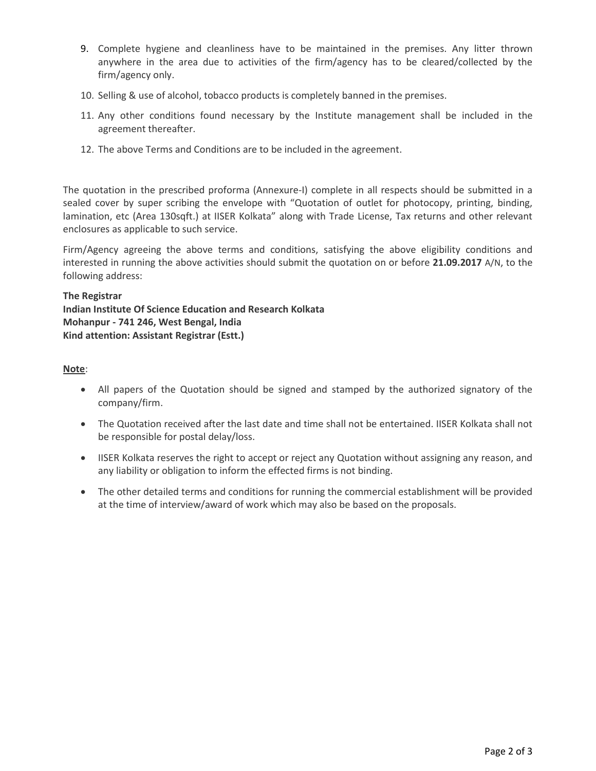9. Complete hygiene and cleanliness have to be maintained in the premises. Any litter thrown anywhere in the area due to activities of the firm/agency has to be cleared/collected by the firm/agency only.
10. Selling & use of alcohol, tobacco products is completely banned in the premises.
11. Any other conditions found necessary by the Institute management shall be included in the agreement thereafter.
12. The above Terms and Conditions are to be included in the agreement.

The quotation in the prescribed proforma (Annexure-I) complete in all respects should be submitted in a sealed cover by super scribing the envelope with "Quotation of outlet for photocopy, printing, binding, lamination, etc (Area 130sqft.) at IISER Kolkata" along with Trade License, Tax returns and other relevant enclosures as applicable to such service.

Firm/Agency agreeing the above terms and conditions, satisfying the above eligibility conditions and interested in running the above activities should submit the quotation on or before **21.09.2017** A/N, to the following address:

**The Registrar**
**Indian Institute Of Science Education and Research Kolkata**
**Mohanpur - 741 246, West Bengal, India**
**Kind attention: Assistant Registrar (Estt.)**

**Note**:

- All papers of the Quotation should be signed and stamped by the authorized signatory of the company/firm.
- The Quotation received after the last date and time shall not be entertained. IISER Kolkata shall not be responsible for postal delay/loss.
- IISER Kolkata reserves the right to accept or reject any Quotation without assigning any reason, and any liability or obligation to inform the effected firms is not binding.
- The other detailed terms and conditions for running the commercial establishment will be provided at the time of interview/award of work which may also be based on the proposals.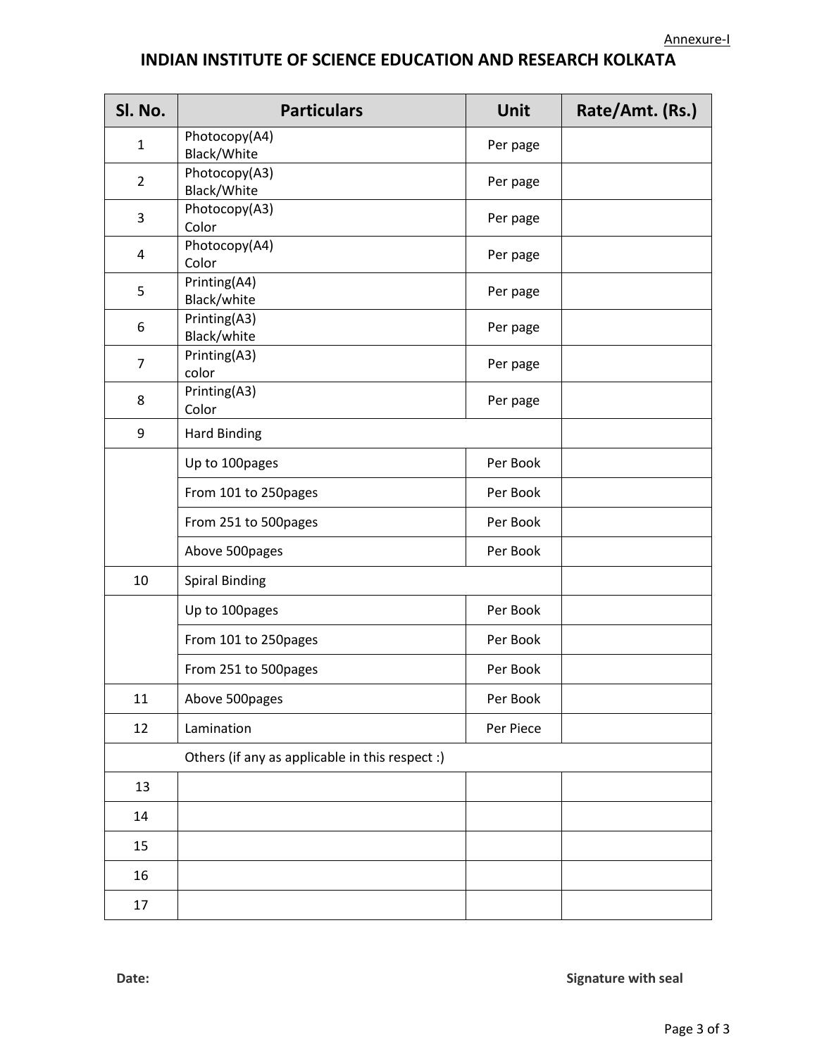Annexure-I

# INDIAN INSTITUTE OF SCIENCE EDUCATION AND RESEARCH KOLKATA

| Sl. No. | Particulars | Unit | Rate/Amt. (Rs.) |
|---|---|---|---|
| 1 | Photocopy(A4) Black/White | Per page | |
| 2 | Photocopy(A3) Black/White | Per page | |
| 3 | Photocopy(A3) Color | Per page | |
| 4 | Photocopy(A4) Color | Per page | |
| 5 | Printing(A4) Black/white | Per page | |
| 6 | Printing(A3) Black/white | Per page | |
| 7 | Printing(A3) color | Per page | |
| 8 | Printing(A3) Color | Per page | |
| 9 | Hard Binding | | |
| | Up to 100pages | Per Book | |
| | From 101 to 250pages | Per Book | |
| | From 251 to 500pages | Per Book | |
| | Above 500pages | Per Book | |
| 10 | Spiral Binding | | |
| | Up to 100pages | Per Book | |
| | From 101 to 250pages | Per Book | |
| | From 251 to 500pages | Per Book | |
| 11 | Above 500pages | Per Book | |
| 12 | Lamination | Per Piece | |
| | Others (if any as applicable in this respect :) | | |
| 13 | | | |
| 14 | | | |
| 15 | | | |
| 16 | | | |
| 17 | | | |

**Date:** **Signature with seal**